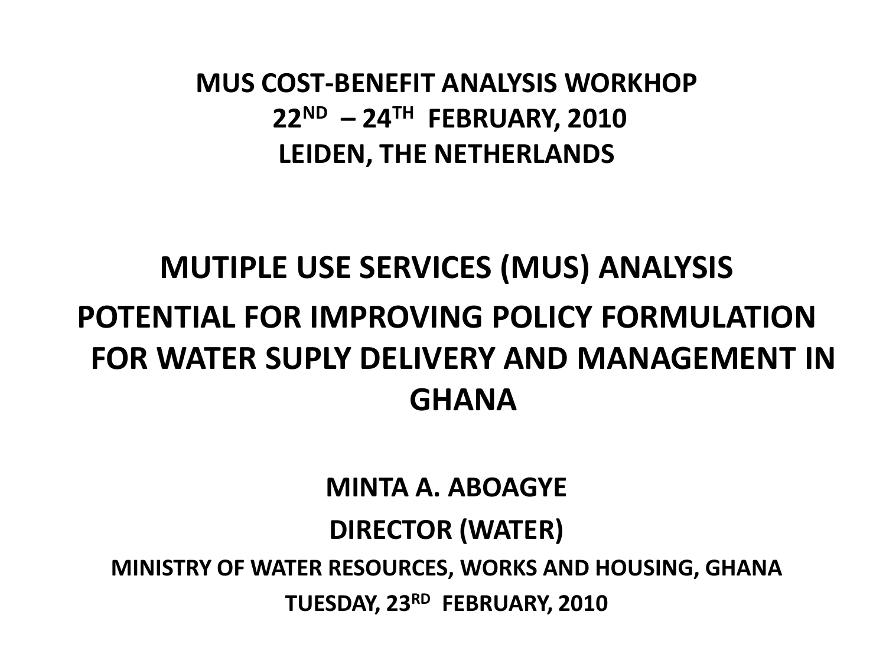**MUS COST-BENEFIT ANALYSIS WORKHOP**
**22ND – 24TH FEBRUARY, 2010**
**LEIDEN, THE NETHERLANDS**

# MUTIPLE USE SERVICES (MUS) ANALYSIS

# POTENTIAL FOR IMPROVING POLICY FORMULATION FOR WATER SUPLY DELIVERY AND MANAGEMENT IN GHANA

**MINTA A. ABOAGYE**

**DIRECTOR (WATER)**

**MINISTRY OF WATER RESOURCES, WORKS AND HOUSING, GHANA**

**TUESDAY, 23RD FEBRUARY, 2010**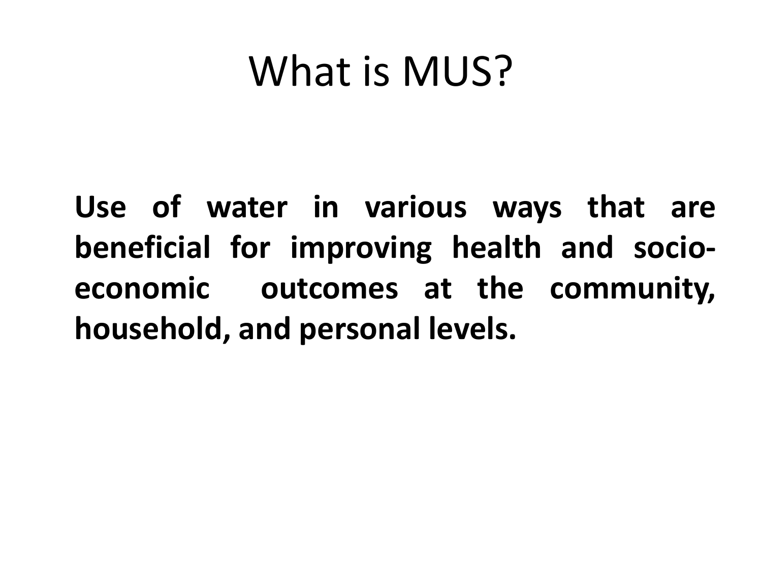# What is MUS?

**Use of water in various ways that are beneficial for improving health and socio-economic outcomes at the community, household, and personal levels.**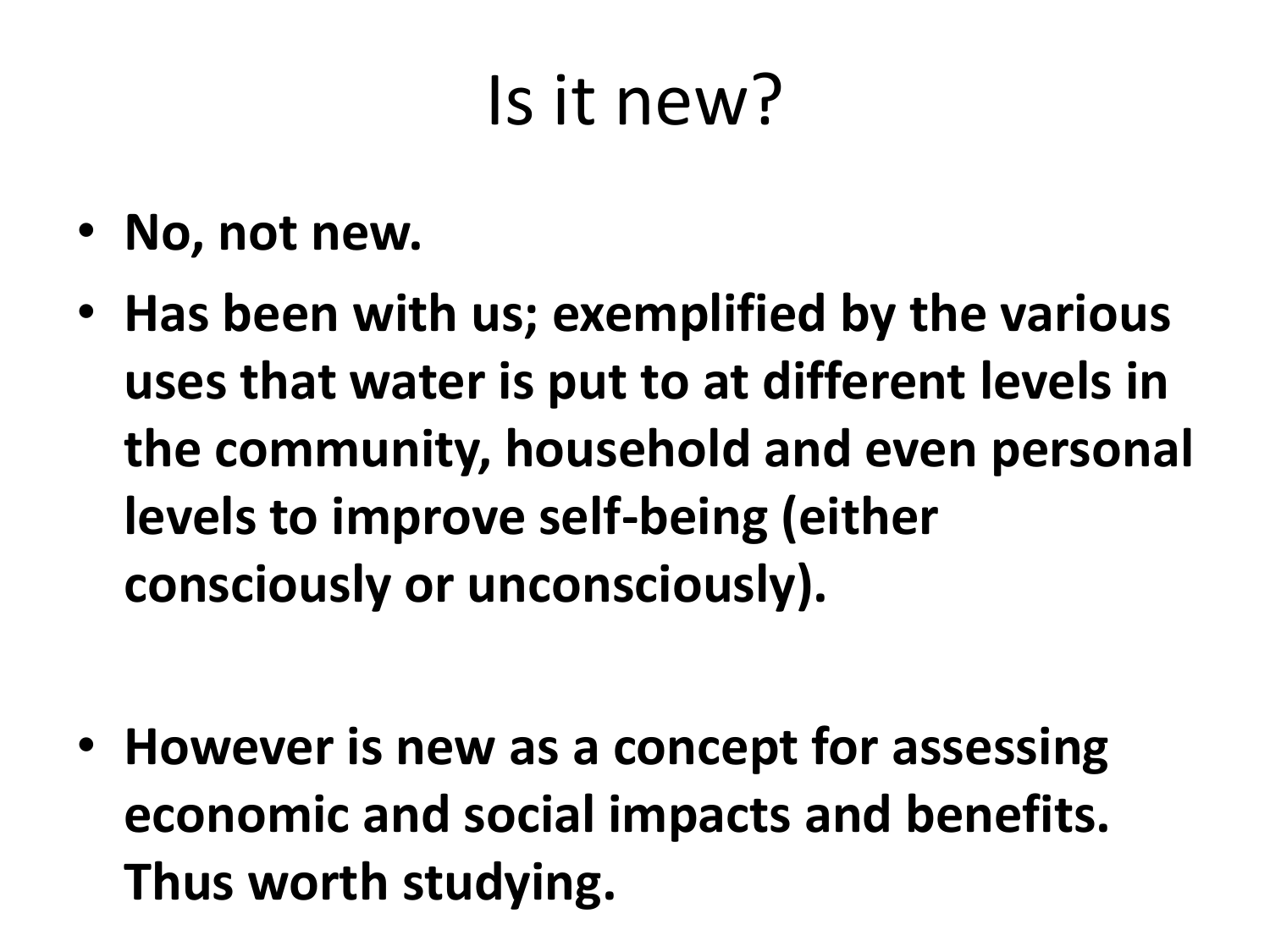# Is it new?

- **No, not new.**
- **Has been with us; exemplified by the various uses that water is put to at different levels in the community, household and even personal levels to improve self-being (either consciously or unconsciously).**
- **However is new as a concept for assessing economic and social impacts and benefits. Thus worth studying.**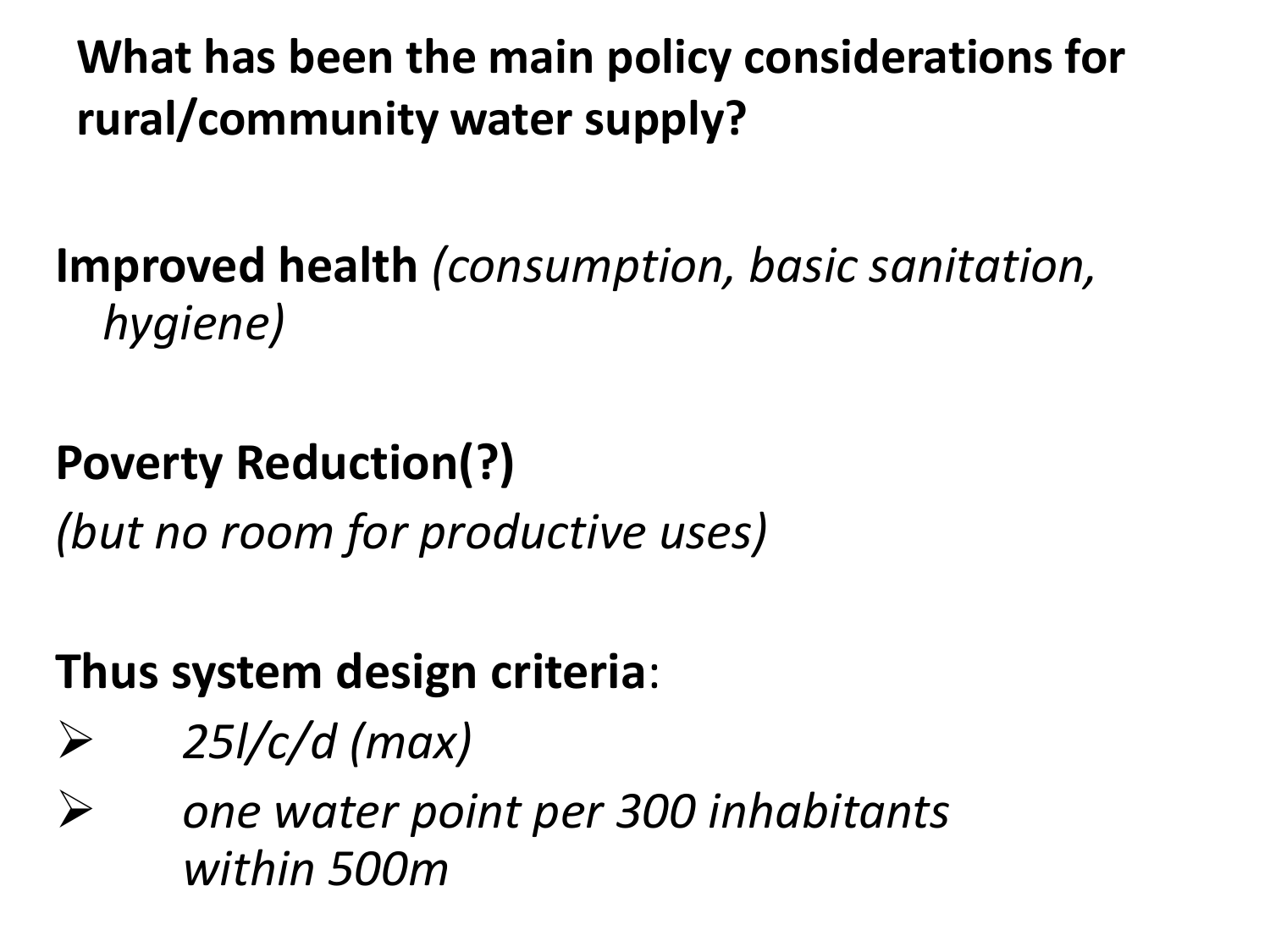## What has been the main policy considerations for rural/community water supply?

**Improved health** *(consumption, basic sanitation, hygiene)*

**Poverty Reduction(?)**

*(but no room for productive uses)*

**Thus system design criteria**:

- *25l/c/d (max)*
- *one water point per 300 inhabitants within 500m*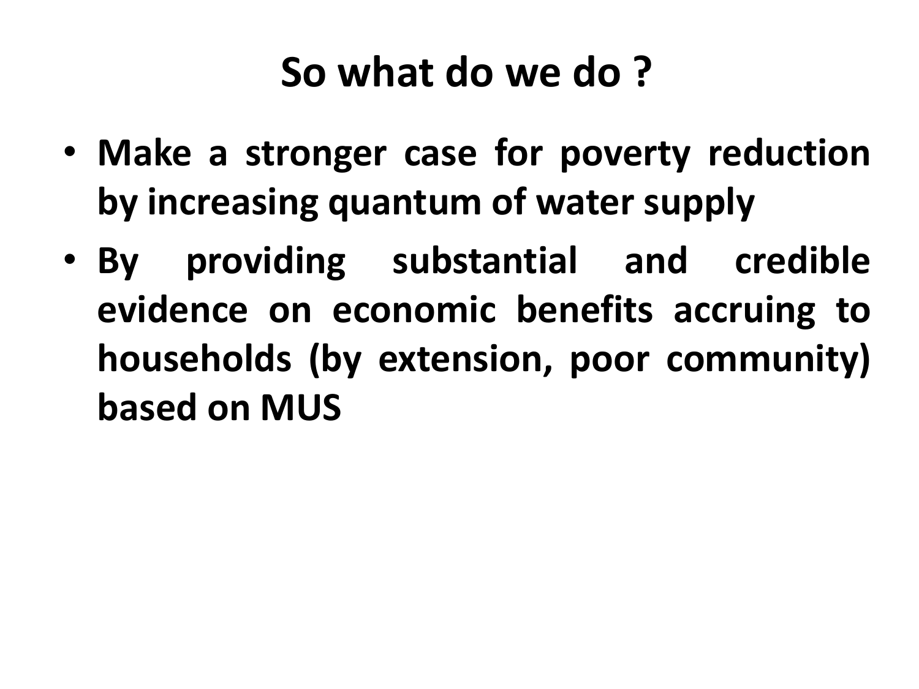# So what do we do ?

- **Make a stronger case for poverty reduction by increasing quantum of water supply**
- **By providing substantial and credible evidence on economic benefits accruing to households (by extension, poor community) based on MUS**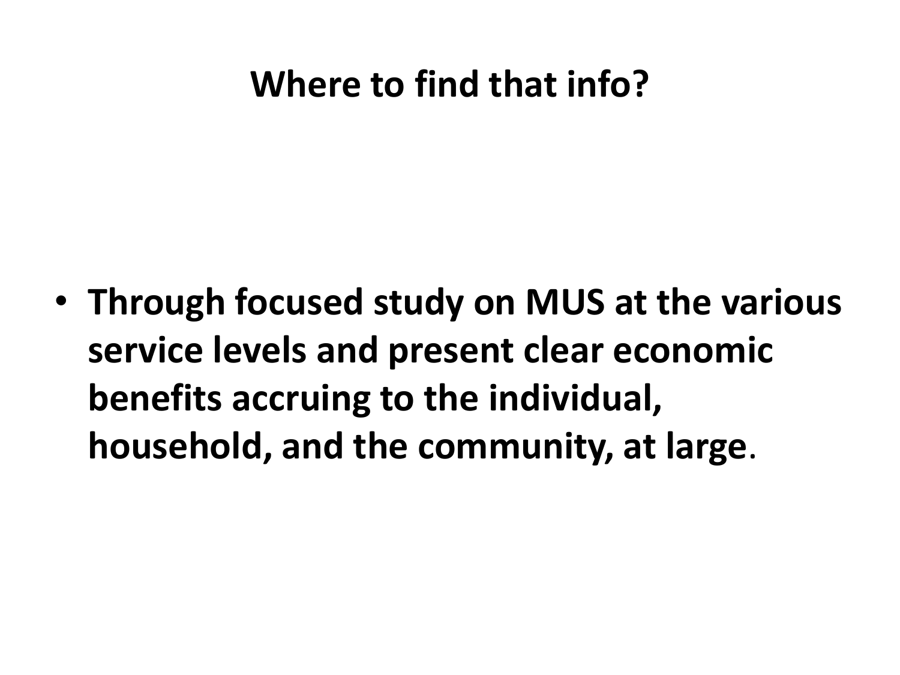# Where to find that info?

- **Through focused study on MUS at the various service levels and present clear economic benefits accruing to the individual, household, and the community, at large**.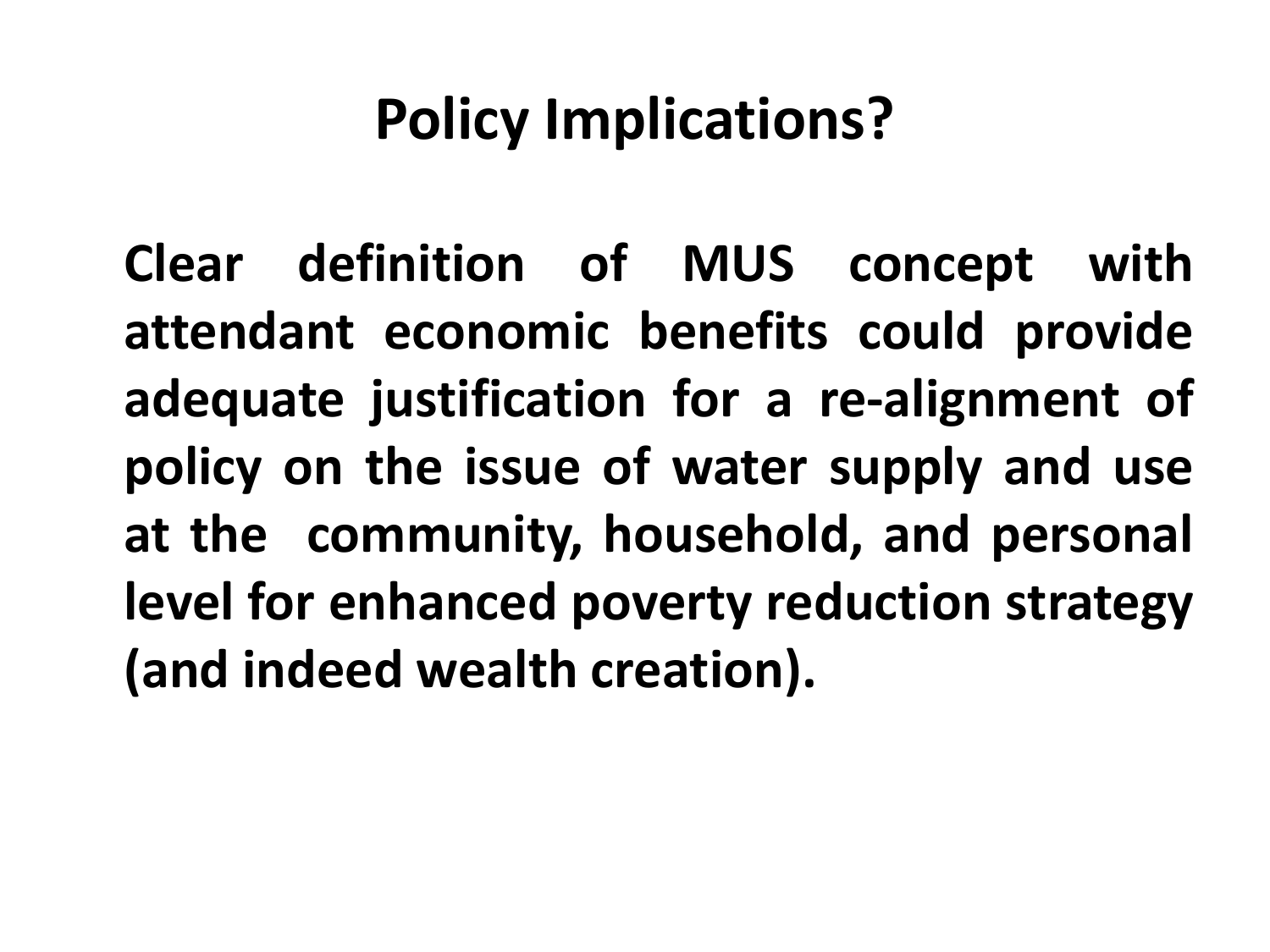# Policy Implications?

**Clear definition of MUS concept with attendant economic benefits could provide adequate justification for a re-alignment of policy on the issue of water supply and use at the community, household, and personal level for enhanced poverty reduction strategy (and indeed wealth creation).**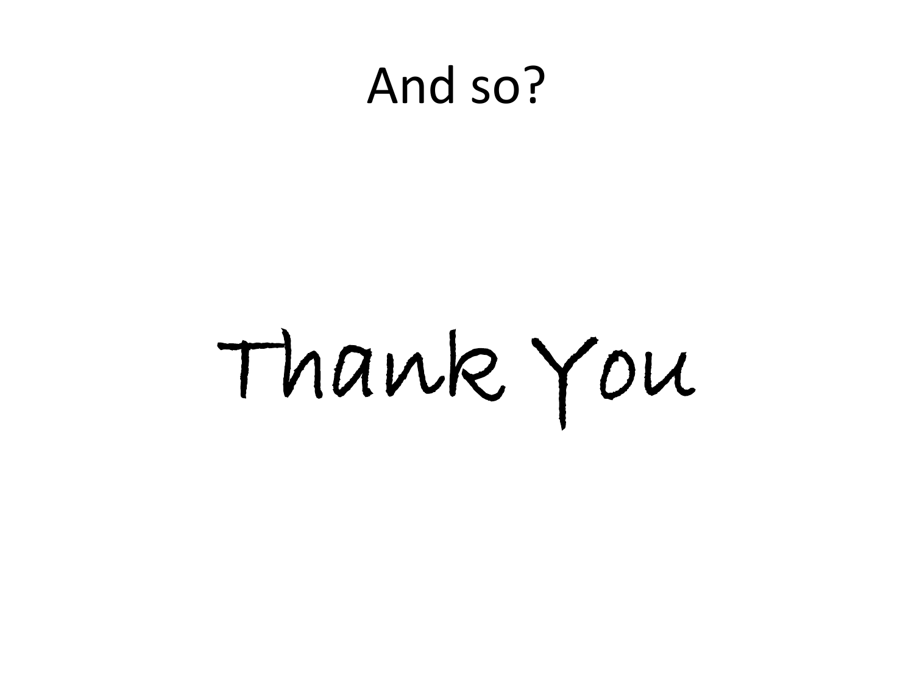# And so?

Thank You